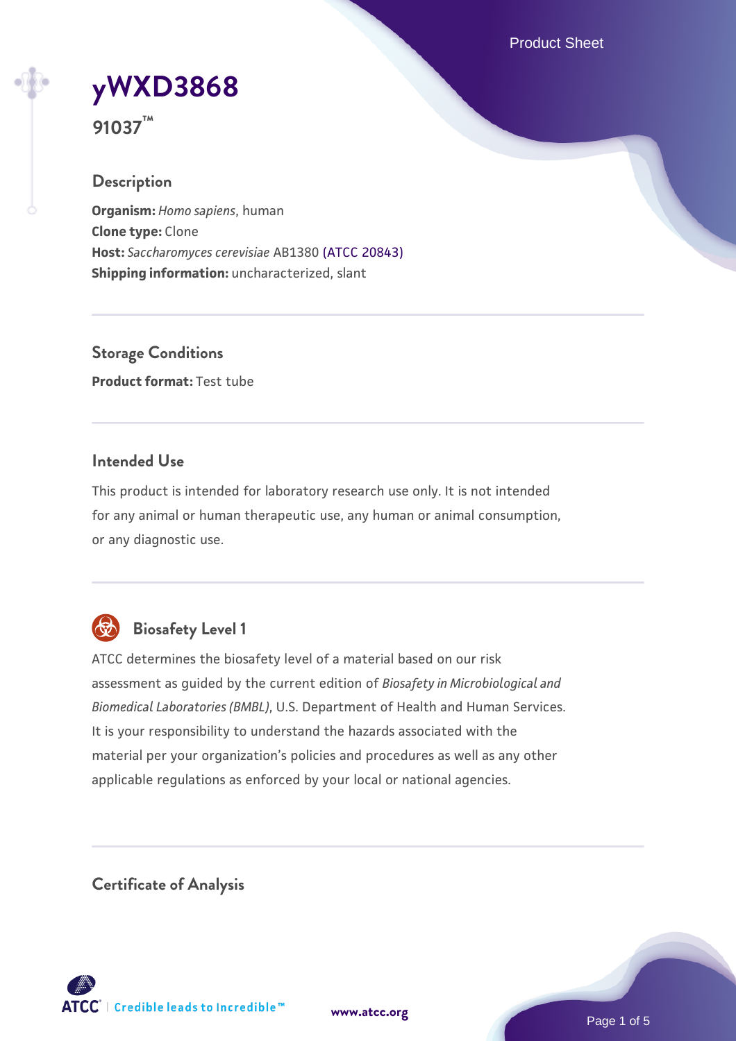# yWXD3868

**91037™**

## Description

**Organism:** *Homo sapiens*, human
**Clone type:** Clone
**Host:** *Saccharomyces cerevisiae* AB1380 (ATCC 20843)
**Shipping information:** uncharacterized, slant

## Storage Conditions

**Product format:** Test tube

## Intended Use

This product is intended for laboratory research use only. It is not intended for any animal or human therapeutic use, any human or animal consumption, or any diagnostic use.

## Biosafety Level 1

ATCC determines the biosafety level of a material based on our risk assessment as guided by the current edition of *Biosafety in Microbiological and Biomedical Laboratories (BMBL)*, U.S. Department of Health and Human Services. It is your responsibility to understand the hazards associated with the material per your organization's policies and procedures as well as any other applicable regulations as enforced by your local or national agencies.

## Certificate of Analysis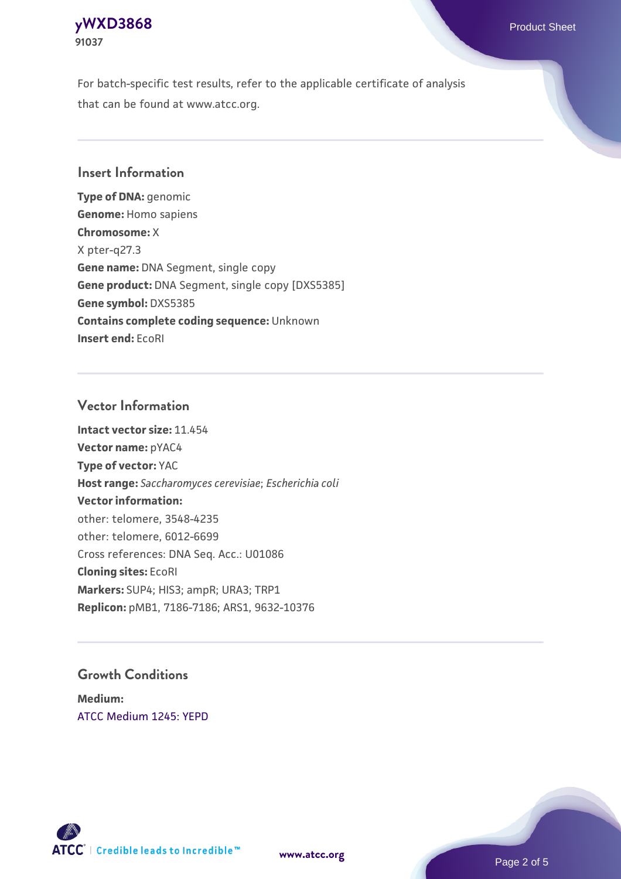For batch-specific test results, refer to the applicable certificate of analysis that can be found at www.atcc.org.

## Insert Information

**Type of DNA:** genomic
**Genome:** Homo sapiens
**Chromosome:** X
X pter-q27.3
**Gene name:** DNA Segment, single copy
**Gene product:** DNA Segment, single copy [DXS5385]
**Gene symbol:** DXS5385
**Contains complete coding sequence:** Unknown
**Insert end:** EcoRI

## Vector Information

**Intact vector size:** 11.454
**Vector name:** pYAC4
**Type of vector:** YAC
**Host range:** *Saccharomyces cerevisiae*; *Escherichia coli*
**Vector information:**
other: telomere, 3548-4235
other: telomere, 6012-6699
Cross references: DNA Seq. Acc.: U01086
**Cloning sites:** EcoRI
**Markers:** SUP4; HIS3; ampR; URA3; TRP1
**Replicon:** pMB1, 7186-7186; ARS1, 9632-10376

## Growth Conditions

**Medium:**
ATCC Medium 1245: YEPD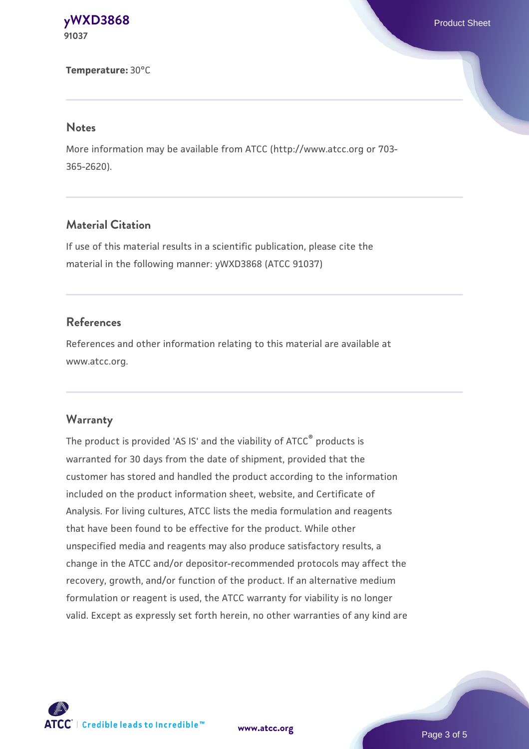**Temperature:** 30°C

## Notes

More information may be available from ATCC (http://www.atcc.org or 703-365-2620).

## Material Citation

If use of this material results in a scientific publication, please cite the material in the following manner: yWXD3868 (ATCC 91037)

## References

References and other information relating to this material are available at www.atcc.org.

## Warranty

The product is provided 'AS IS' and the viability of ATCC® products is warranted for 30 days from the date of shipment, provided that the customer has stored and handled the product according to the information included on the product information sheet, website, and Certificate of Analysis. For living cultures, ATCC lists the media formulation and reagents that have been found to be effective for the product. While other unspecified media and reagents may also produce satisfactory results, a change in the ATCC and/or depositor-recommended protocols may affect the recovery, growth, and/or function of the product. If an alternative medium formulation or reagent is used, the ATCC warranty for viability is no longer valid. Except as expressly set forth herein, no other warranties of any kind are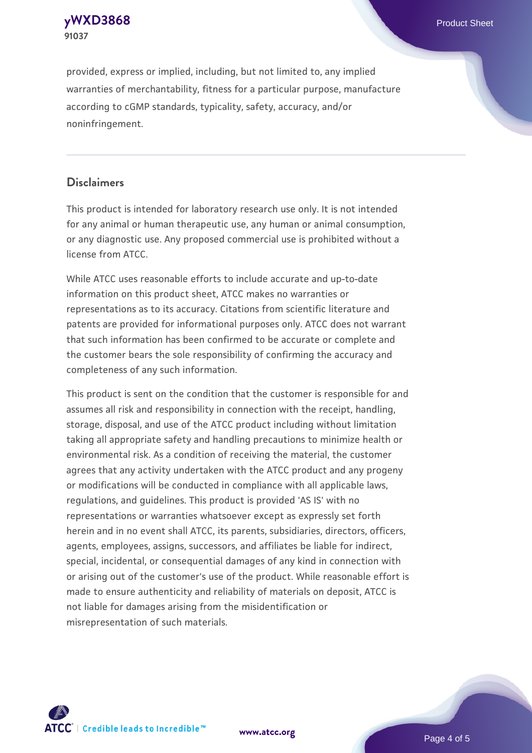provided, express or implied, including, but not limited to, any implied warranties of merchantability, fitness for a particular purpose, manufacture according to cGMP standards, typicality, safety, accuracy, and/or noninfringement.

## Disclaimers

This product is intended for laboratory research use only. It is not intended for any animal or human therapeutic use, any human or animal consumption, or any diagnostic use. Any proposed commercial use is prohibited without a license from ATCC.

While ATCC uses reasonable efforts to include accurate and up-to-date information on this product sheet, ATCC makes no warranties or representations as to its accuracy. Citations from scientific literature and patents are provided for informational purposes only. ATCC does not warrant that such information has been confirmed to be accurate or complete and the customer bears the sole responsibility of confirming the accuracy and completeness of any such information.

This product is sent on the condition that the customer is responsible for and assumes all risk and responsibility in connection with the receipt, handling, storage, disposal, and use of the ATCC product including without limitation taking all appropriate safety and handling precautions to minimize health or environmental risk. As a condition of receiving the material, the customer agrees that any activity undertaken with the ATCC product and any progeny or modifications will be conducted in compliance with all applicable laws, regulations, and guidelines. This product is provided 'AS IS' with no representations or warranties whatsoever except as expressly set forth herein and in no event shall ATCC, its parents, subsidiaries, directors, officers, agents, employees, assigns, successors, and affiliates be liable for indirect, special, incidental, or consequential damages of any kind in connection with or arising out of the customer's use of the product. While reasonable effort is made to ensure authenticity and reliability of materials on deposit, ATCC is not liable for damages arising from the misidentification or misrepresentation of such materials.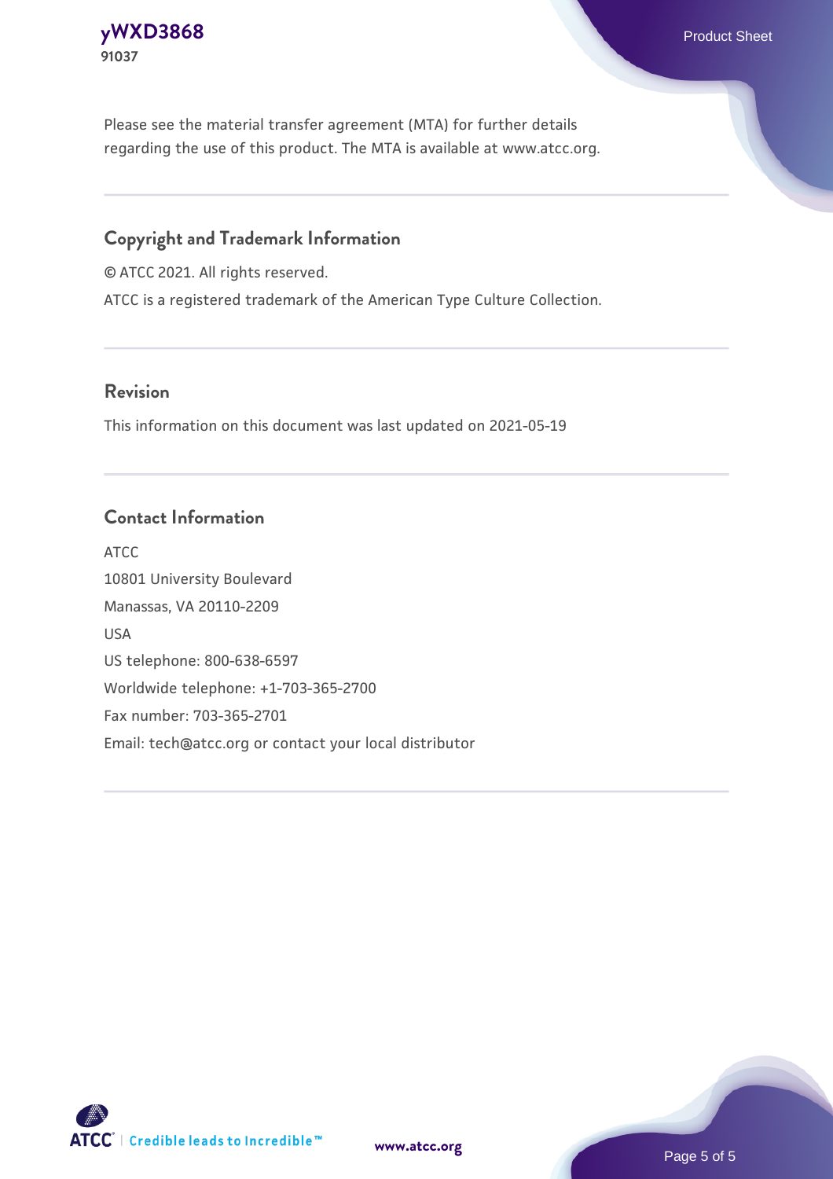Please see the material transfer agreement (MTA) for further details regarding the use of this product. The MTA is available at www.atcc.org.

## Copyright and Trademark Information

© ATCC 2021. All rights reserved.

ATCC is a registered trademark of the American Type Culture Collection.

## Revision

This information on this document was last updated on 2021-05-19

## Contact Information

ATCC
10801 University Boulevard
Manassas, VA 20110-2209
USA
US telephone: 800-638-6597
Worldwide telephone: +1-703-365-2700
Fax number: 703-365-2701
Email: tech@atcc.org or contact your local distributor